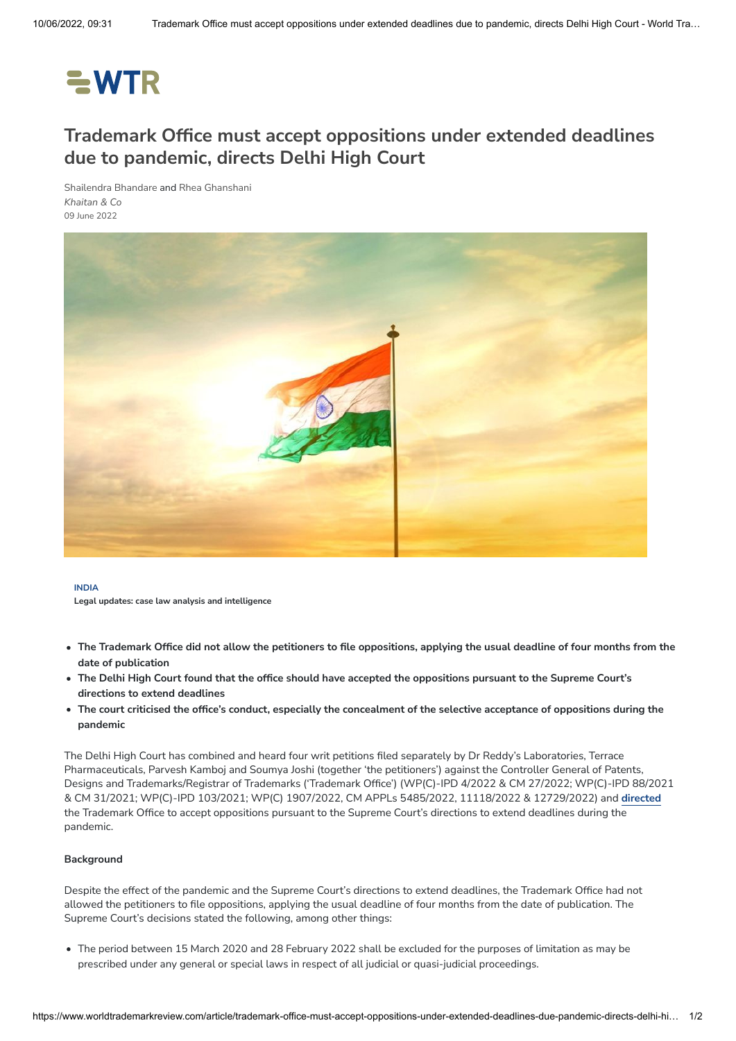# Trademark Office must accept oppositions under extended deadlines due to pandemic, directs Delhi High Court

Shailendra Bhandare and Rhea Ghanshani
*Khaitan & Co*
09 June 2022

**INDIA**
**Legal updates: case law analysis and intelligence**

- **The Trademark Office did not allow the petitioners to file oppositions, applying the usual deadline of four months from the date of publication**
- **The Delhi High Court found that the office should have accepted the oppositions pursuant to the Supreme Court's directions to extend deadlines**
- **The court criticised the office's conduct, especially the concealment of the selective acceptance of oppositions during the pandemic**

The Delhi High Court has combined and heard four writ petitions filed separately by Dr Reddy's Laboratories, Terrace Pharmaceuticals, Parvesh Kamboj and Soumya Joshi (together 'the petitioners') against the Controller General of Patents, Designs and Trademarks/Registrar of Trademarks ('Trademark Office') (WP(C)-IPD 4/2022 & CM 27/2022; WP(C)-IPD 88/2021 & CM 31/2021; WP(C)-IPD 103/2021; WP(C) 1907/2022, CM APPLs 5485/2022, 11118/2022 & 12729/2022) and **directed** the Trademark Office to accept oppositions pursuant to the Supreme Court's directions to extend deadlines during the pandemic.

**Background**

Despite the effect of the pandemic and the Supreme Court's directions to extend deadlines, the Trademark Office had not allowed the petitioners to file oppositions, applying the usual deadline of four months from the date of publication. The Supreme Court's decisions stated the following, among other things:

- The period between 15 March 2020 and 28 February 2022 shall be excluded for the purposes of limitation as may be prescribed under any general or special laws in respect of all judicial or quasi-judicial proceedings.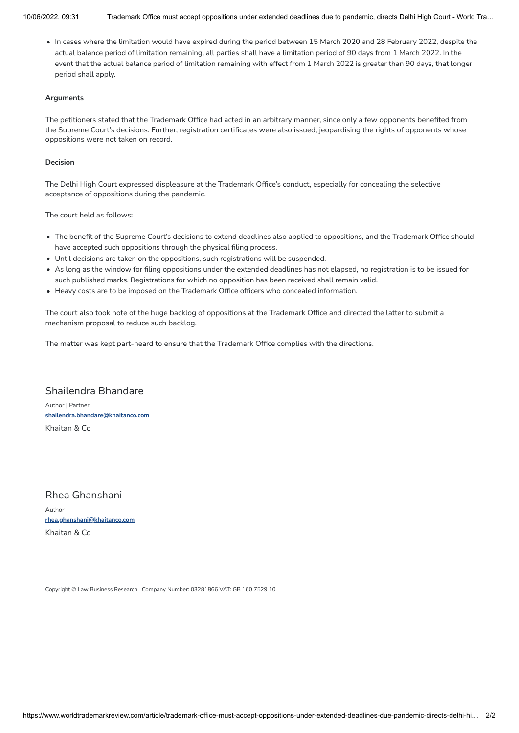- In cases where the limitation would have expired during the period between 15 March 2020 and 28 February 2022, despite the actual balance period of limitation remaining, all parties shall have a limitation period of 90 days from 1 March 2022. In the event that the actual balance period of limitation remaining with effect from 1 March 2022 is greater than 90 days, that longer period shall apply.

**Arguments**

The petitioners stated that the Trademark Office had acted in an arbitrary manner, since only a few opponents benefited from the Supreme Court's decisions. Further, registration certificates were also issued, jeopardising the rights of opponents whose oppositions were not taken on record.

**Decision**

The Delhi High Court expressed displeasure at the Trademark Office's conduct, especially for concealing the selective acceptance of oppositions during the pandemic.

The court held as follows:

- The benefit of the Supreme Court's decisions to extend deadlines also applied to oppositions, and the Trademark Office should have accepted such oppositions through the physical filing process.
- Until decisions are taken on the oppositions, such registrations will be suspended.
- As long as the window for filing oppositions under the extended deadlines has not elapsed, no registration is to be issued for such published marks. Registrations for which no opposition has been received shall remain valid.
- Heavy costs are to be imposed on the Trademark Office officers who concealed information.

The court also took note of the huge backlog of oppositions at the Trademark Office and directed the latter to submit a mechanism proposal to reduce such backlog.

The matter was kept part-heard to ensure that the Trademark Office complies with the directions.

---

## Shailendra Bhandare

Author | Partner
**shailendra.bhandare@khaitanco.com**

Khaitan & Co

---

## Rhea Ghanshani

Author
**rhea.ghanshani@khaitanco.com**

Khaitan & Co

Copyright © Law Business Research Company Number: 03281866 VAT: GB 160 7529 10